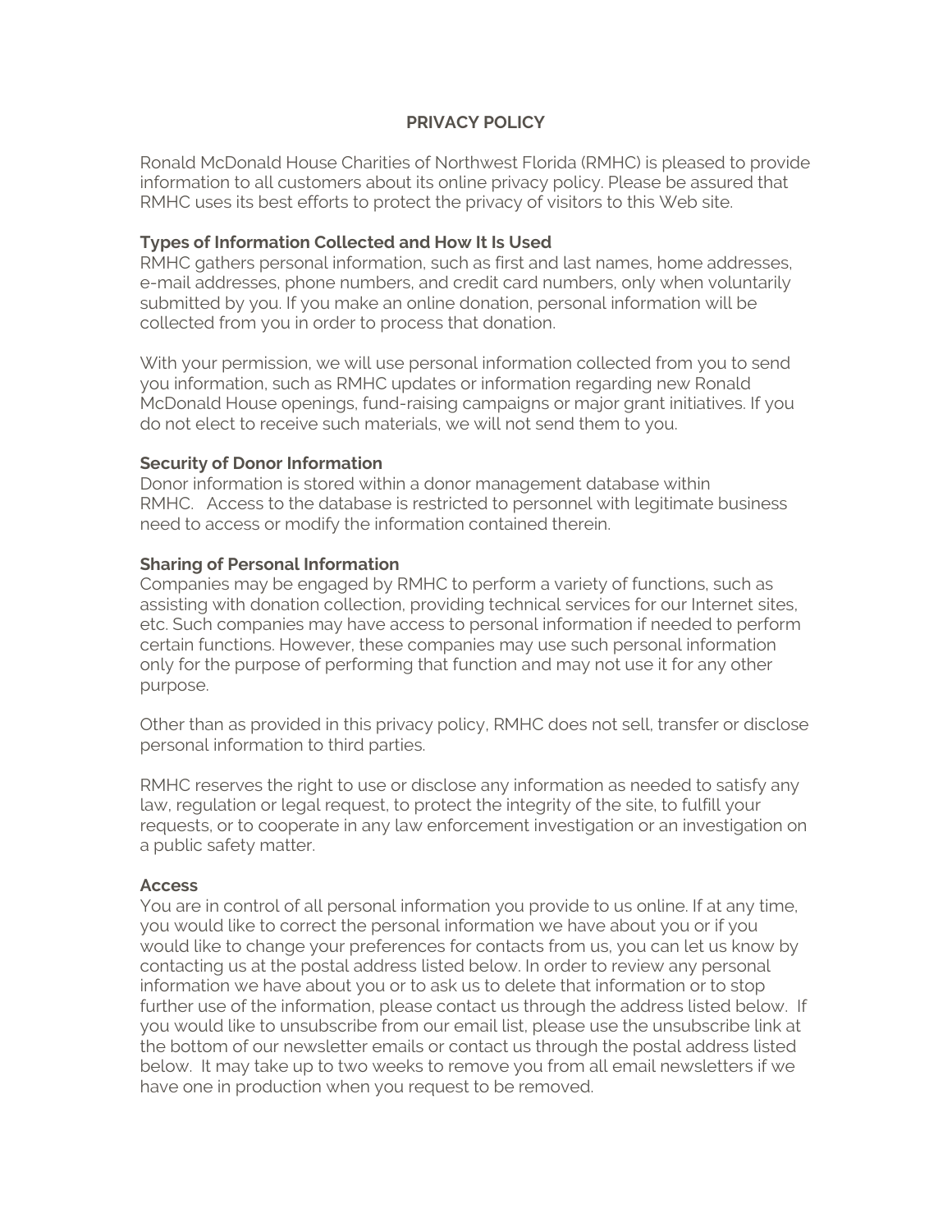# PRIVACY POLICY

Ronald McDonald House Charities of Northwest Florida (RMHC) is pleased to provide information to all customers about its online privacy policy. Please be assured that RMHC uses its best efforts to protect the privacy of visitors to this Web site.

**Types of Information Collected and How It Is Used**

RMHC gathers personal information, such as first and last names, home addresses, e-mail addresses, phone numbers, and credit card numbers, only when voluntarily submitted by you. If you make an online donation, personal information will be collected from you in order to process that donation.

With your permission, we will use personal information collected from you to send you information, such as RMHC updates or information regarding new Ronald McDonald House openings, fund-raising campaigns or major grant initiatives. If you do not elect to receive such materials, we will not send them to you.

**Security of Donor Information**

Donor information is stored within a donor management database within RMHC. Access to the database is restricted to personnel with legitimate business need to access or modify the information contained therein.

**Sharing of Personal Information**

Companies may be engaged by RMHC to perform a variety of functions, such as assisting with donation collection, providing technical services for our Internet sites, etc. Such companies may have access to personal information if needed to perform certain functions. However, these companies may use such personal information only for the purpose of performing that function and may not use it for any other purpose.

Other than as provided in this privacy policy, RMHC does not sell, transfer or disclose personal information to third parties.

RMHC reserves the right to use or disclose any information as needed to satisfy any law, regulation or legal request, to protect the integrity of the site, to fulfill your requests, or to cooperate in any law enforcement investigation or an investigation on a public safety matter.

**Access**

You are in control of all personal information you provide to us online. If at any time, you would like to correct the personal information we have about you or if you would like to change your preferences for contacts from us, you can let us know by contacting us at the postal address listed below. In order to review any personal information we have about you or to ask us to delete that information or to stop further use of the information, please contact us through the address listed below. If you would like to unsubscribe from our email list, please use the unsubscribe link at the bottom of our newsletter emails or contact us through the postal address listed below. It may take up to two weeks to remove you from all email newsletters if we have one in production when you request to be removed.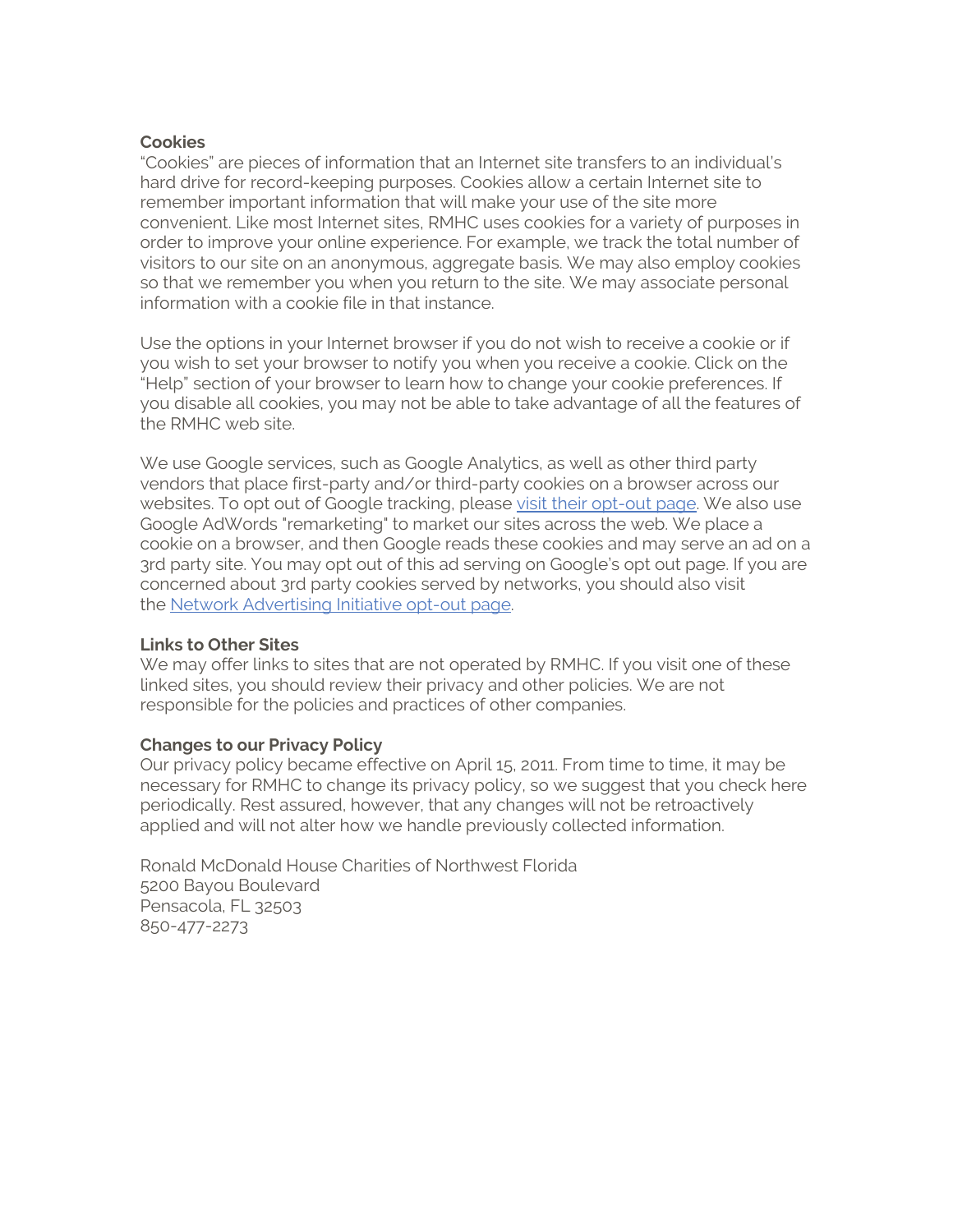**Cookies**
“Cookies” are pieces of information that an Internet site transfers to an individual’s hard drive for record-keeping purposes. Cookies allow a certain Internet site to remember important information that will make your use of the site more convenient. Like most Internet sites, RMHC uses cookies for a variety of purposes in order to improve your online experience. For example, we track the total number of visitors to our site on an anonymous, aggregate basis. We may also employ cookies so that we remember you when you return to the site. We may associate personal information with a cookie file in that instance.

Use the options in your Internet browser if you do not wish to receive a cookie or if you wish to set your browser to notify you when you receive a cookie. Click on the “Help” section of your browser to learn how to change your cookie preferences. If you disable all cookies, you may not be able to take advantage of all the features of the RMHC web site.

We use Google services, such as Google Analytics, as well as other third party vendors that place first-party and/or third-party cookies on a browser across our websites. To opt out of Google tracking, please visit their opt-out page. We also use Google AdWords "remarketing" to market our sites across the web. We place a cookie on a browser, and then Google reads these cookies and may serve an ad on a 3rd party site. You may opt out of this ad serving on Google’s opt out page. If you are concerned about 3rd party cookies served by networks, you should also visit the Network Advertising Initiative opt-out page.

**Links to Other Sites**
We may offer links to sites that are not operated by RMHC. If you visit one of these linked sites, you should review their privacy and other policies. We are not responsible for the policies and practices of other companies.

**Changes to our Privacy Policy**
Our privacy policy became effective on April 15, 2011. From time to time, it may be necessary for RMHC to change its privacy policy, so we suggest that you check here periodically. Rest assured, however, that any changes will not be retroactively applied and will not alter how we handle previously collected information.

Ronald McDonald House Charities of Northwest Florida
5200 Bayou Boulevard
Pensacola, FL 32503
850-477-2273